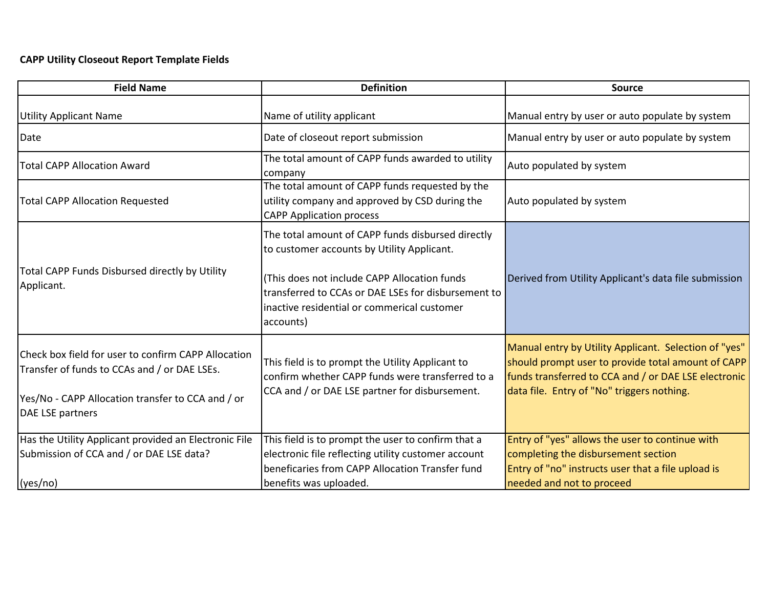**CAPP Utility Closeout Report Template Fields**

| Field Name | Definition | Source |
|---|---|---|
| Utility Applicant Name | Name of utility applicant | Manual entry by user or auto populate by system |
| Date | Date of closeout report submission | Manual entry by user or auto populate by system |
| Total CAPP Allocation Award | The total amount of CAPP funds awarded to utility company | Auto populated by system |
| Total CAPP Allocation Requested | The total amount of CAPP funds requested by the utility company and approved by CSD during the CAPP Application process | Auto populated by system |
| Total CAPP Funds Disbursed directly by Utility Applicant. | The total amount of CAPP funds disbursed directly to customer accounts by Utility Applicant.<br><br>(This does not include CAPP Allocation funds transferred to CCAs or DAE LSEs for disbursement to inactive residential or commerical customer accounts) | Derived from Utility Applicant's data file submission |
| Check box field for user to confirm CAPP Allocation Transfer of funds to CCAs and / or DAE LSEs.<br><br>Yes/No - CAPP Allocation transfer to CCA and / or DAE LSE partners | This field is to prompt the Utility Applicant to confirm whether CAPP funds were transferred to a CCA and / or DAE LSE partner for disbursement. | Manual entry by Utility Applicant. Selection of "yes" should prompt user to provide total amount of CAPP funds transferred to CCA and / or DAE LSE electronic data file. Entry of "No" triggers nothing. |
| Has the Utility Applicant provided an Electronic File Submission of CCA and / or DAE LSE data?<br><br>(yes/no) | This field is to prompt the user to confirm that a electronic file reflecting utility customer account beneficaries from CAPP Allocation Transfer fund benefits was uploaded. | Entry of "yes" allows the user to continue with completing the disbursement section<br>Entry of "no" instructs user that a file upload is needed and not to proceed |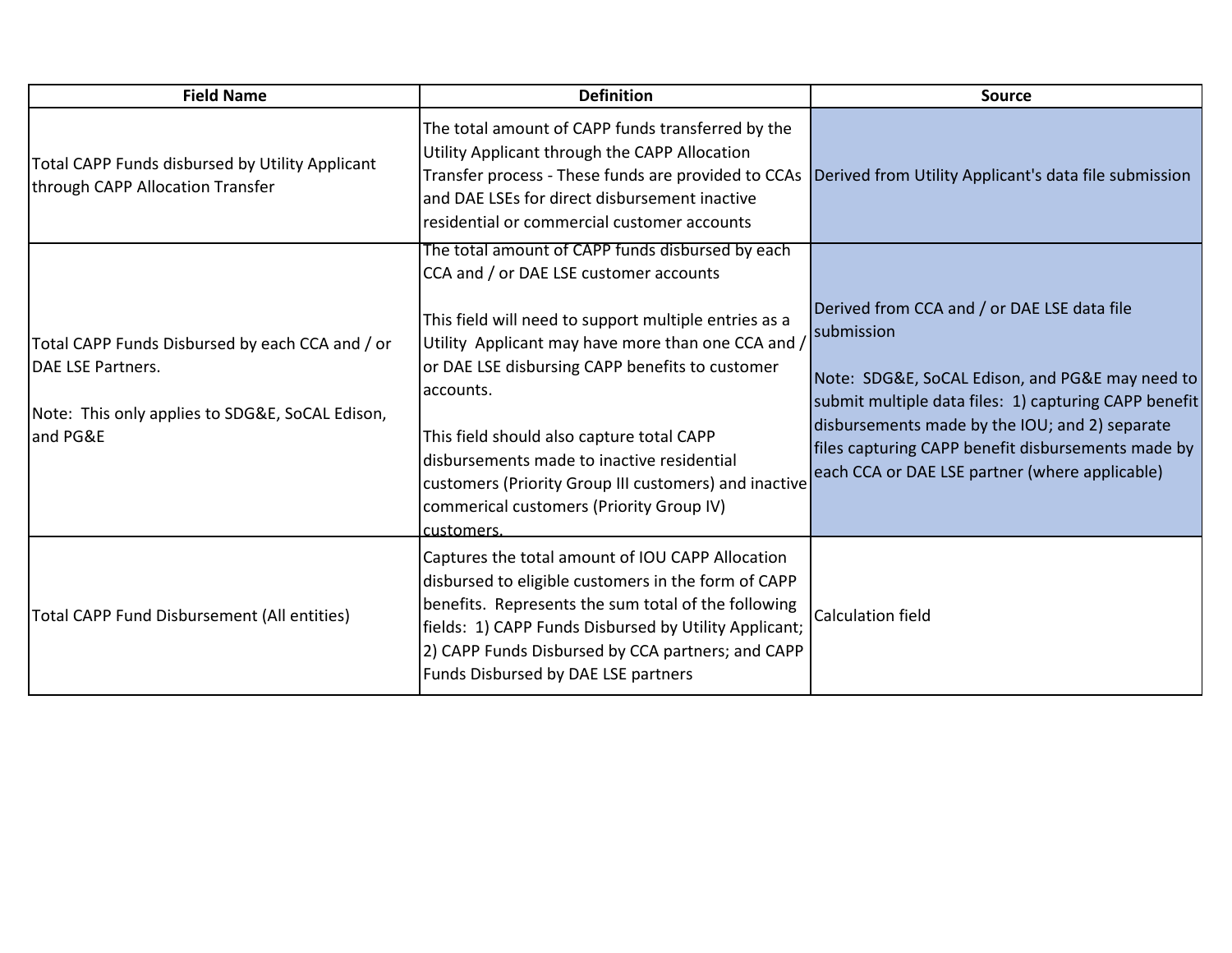| Field Name | Definition | Source |
|---|---|---|
| Total CAPP Funds disbursed by Utility Applicant through CAPP Allocation Transfer | The total amount of CAPP funds transferred by the Utility Applicant through the CAPP Allocation Transfer process - These funds are provided to CCAs and DAE LSEs for direct disbursement inactive residential or commercial customer accounts | Derived from Utility Applicant's data file submission |
| Total CAPP Funds Disbursed by each CCA and / or DAE LSE Partners.<br><br>Note: This only applies to SDG&E, SoCAL Edison, and PG&E | The total amount of CAPP funds disbursed by each CCA and / or DAE LSE customer accounts<br><br>This field will need to support multiple entries as a Utility Applicant may have more than one CCA and / or DAE LSE disbursing CAPP benefits to customer accounts.<br><br>This field should also capture total CAPP disbursements made to inactive residential customers (Priority Group III customers) and inactive commerical customers (Priority Group IV) customers. | Derived from CCA and / or DAE LSE data file submission<br><br>Note: SDG&E, SoCAL Edison, and PG&E may need to submit multiple data files: 1) capturing CAPP benefit disbursements made by the IOU; and 2) separate files capturing CAPP benefit disbursements made by each CCA or DAE LSE partner (where applicable) |
| Total CAPP Fund Disbursement (All entities) | Captures the total amount of IOU CAPP Allocation disbursed to eligible customers in the form of CAPP benefits. Represents the sum total of the following fields: 1) CAPP Funds Disbursed by Utility Applicant; 2) CAPP Funds Disbursed by CCA partners; and CAPP Funds Disbursed by DAE LSE partners | Calculation field |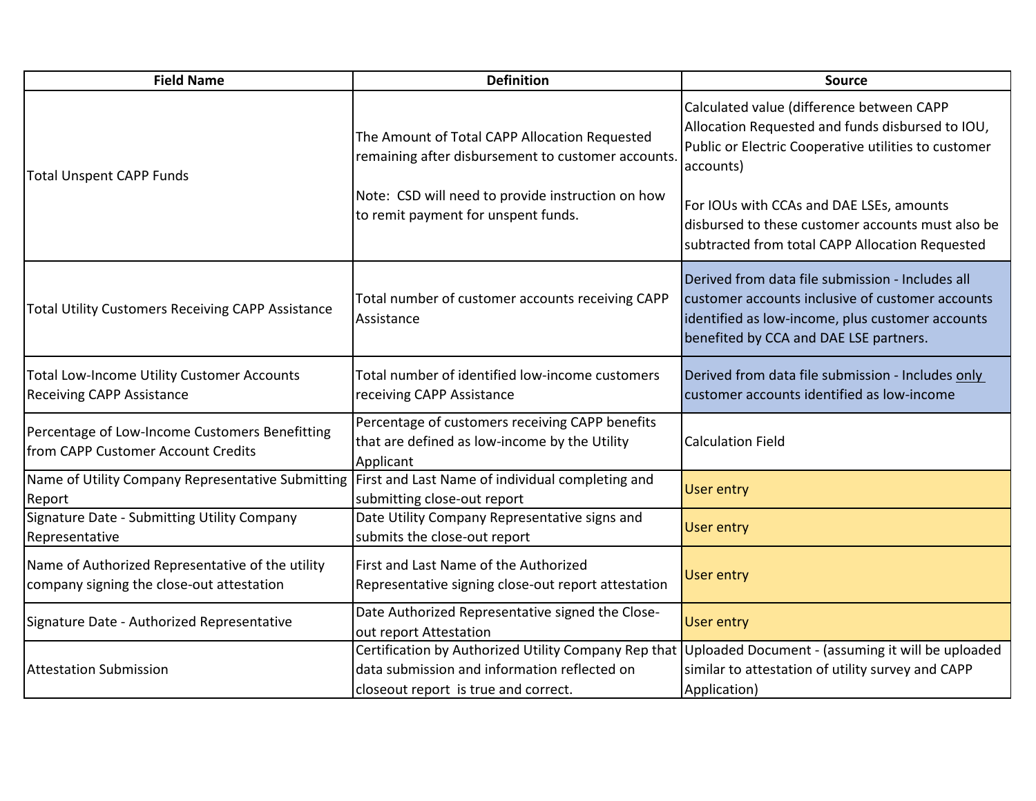| Field Name | Definition | Source |
|---|---|---|
| Total Unspent CAPP Funds | The Amount of Total CAPP Allocation Requested remaining after disbursement to customer accounts.<br><br>Note: CSD will need to provide instruction on how to remit payment for unspent funds. | Calculated value (difference between CAPP Allocation Requested and funds disbursed to IOU, Public or Electric Cooperative utilities to customer accounts)<br><br>For IOUs with CCAs and DAE LSEs, amounts disbursed to these customer accounts must also be subtracted from total CAPP Allocation Requested |
| Total Utility Customers Receiving CAPP Assistance | Total number of customer accounts receiving CAPP Assistance | Derived from data file submission - Includes all customer accounts inclusive of customer accounts identified as low-income, plus customer accounts benefited by CCA and DAE LSE partners. |
| Total Low-Income Utility Customer Accounts Receiving CAPP Assistance | Total number of identified low-income customers receiving CAPP Assistance | Derived from data file submission - Includes only customer accounts identified as low-income |
| Percentage of Low-Income Customers Benefitting from CAPP Customer Account Credits | Percentage of customers receiving CAPP benefits that are defined as low-income by the Utility Applicant | Calculation Field |
| Name of Utility Company Representative Submitting Report | First and Last Name of individual completing and submitting close-out report | User entry |
| Signature Date - Submitting Utility Company Representative | Date Utility Company Representative signs and submits the close-out report | User entry |
| Name of Authorized Representative of the utility company signing the close-out attestation | First and Last Name of the Authorized Representative signing close-out report attestation | User entry |
| Signature Date - Authorized Representative | Date Authorized Representative signed the Close-out report Attestation | User entry |
| Attestation Submission | Certification by Authorized Utility Company Rep that data submission and information reflected on closeout report is true and correct. | Uploaded Document - (assuming it will be uploaded similar to attestation of utility survey and CAPP Application) |